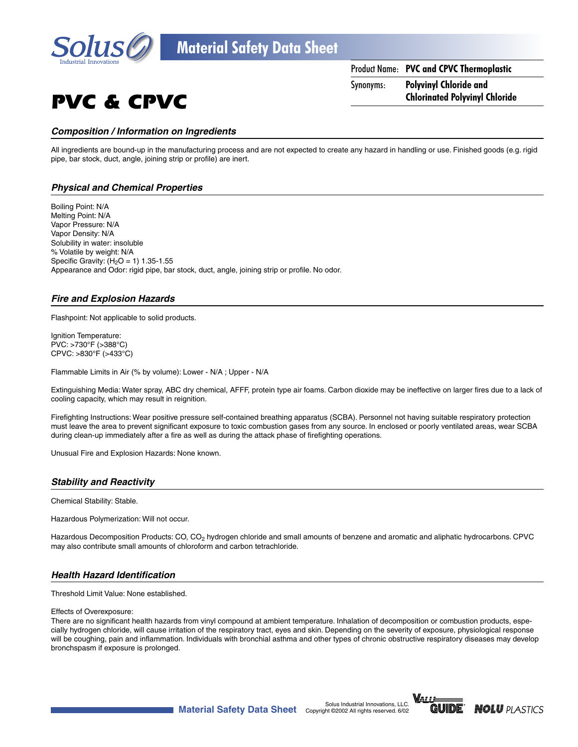Solus Industrial Innovations

# Material Safety Data Sheet

**Product Name:** PVC and CPVC Thermoplastic

**Synonyms:** Polyvinyl Chloride and Chlorinated Polyvinyl Chloride

# PVC & CPVC

## *Composition / Information on Ingredients*

All ingredients are bound-up in the manufacturing process and are not expected to create any hazard in handling or use. Finished goods (e.g. rigid pipe, bar stock, duct, angle, joining strip or profile) are inert.

## *Physical and Chemical Properties*

Boiling Point: N/A
Melting Point: N/A
Vapor Pressure: N/A
Vapor Density: N/A
Solubility in water: insoluble
% Volatile by weight: N/A
Specific Gravity: ($H_2O$ = 1) 1.35-1.55
Appearance and Odor: rigid pipe, bar stock, duct, angle, joining strip or profile. No odor.

## *Fire and Explosion Hazards*

Flashpoint: Not applicable to solid products.

Ignition Temperature:
PVC: >730°F (>388°C)
CPVC: >830°F (>433°C)

Flammable Limits in Air (% by volume): Lower - N/A ; Upper - N/A

Extinguishing Media: Water spray, ABC dry chemical, AFFF, protein type air foams. Carbon dioxide may be ineffective on larger fires due to a lack of cooling capacity, which may result in reignition.

Firefighting Instructions: Wear positive pressure self-contained breathing apparatus (SCBA). Personnel not having suitable respiratory protection must leave the area to prevent significant exposure to toxic combustion gases from any source. In enclosed or poorly ventilated areas, wear SCBA during clean-up immediately after a fire as well as during the attack phase of firefighting operations.

Unusual Fire and Explosion Hazards: None known.

## *Stability and Reactivity*

Chemical Stability: Stable.

Hazardous Polymerization: Will not occur.

Hazardous Decomposition Products: CO, $CO_2$ hydrogen chloride and small amounts of benzene and aromatic and aliphatic hydrocarbons. CPVC may also contribute small amounts of chloroform and carbon tetrachloride.

## *Health Hazard Identification*

Threshold Limit Value: None established.

Effects of Overexposure:
There are no significant health hazards from vinyl compound at ambient temperature. Inhalation of decomposition or combustion products, especially hydrogen chloride, will cause irritation of the respiratory tract, eyes and skin. Depending on the severity of exposure, physiological response will be coughing, pain and inflammation. Individuals with bronchial asthma and other types of chronic obstructive respiratory diseases may develop bronchspasm if exposure is prolonged.

Solus Industrial Innovations, LLC. Copyright ©2002 All rights reserved. 6/02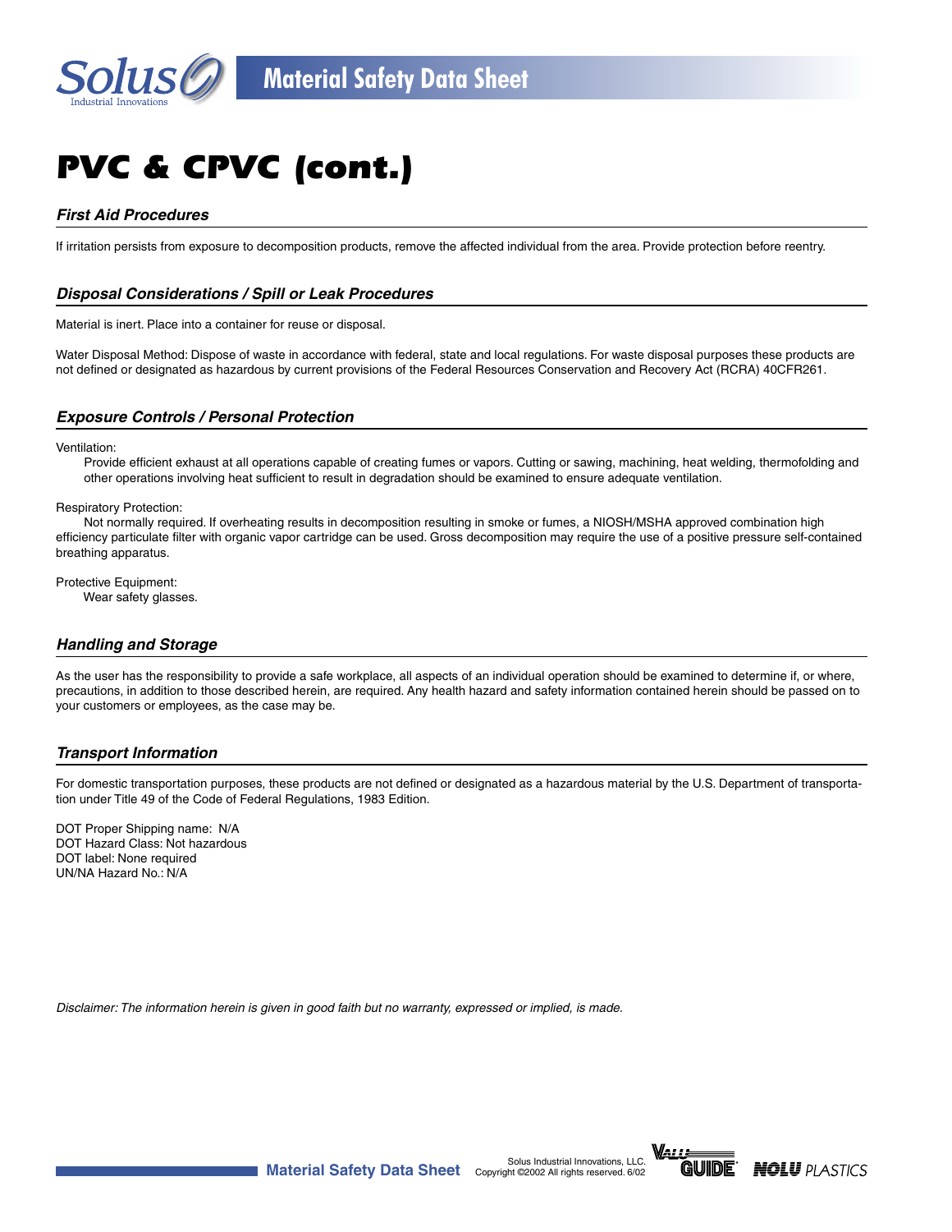# PVC & CPVC (cont.)

## *First Aid Procedures*

If irritation persists from exposure to decomposition products, remove the affected individual from the area. Provide protection before reentry.

## *Disposal Considerations / Spill or Leak Procedures*

Material is inert. Place into a container for reuse or disposal.

Water Disposal Method: Dispose of waste in accordance with federal, state and local regulations. For waste disposal purposes these products are not defined or designated as hazardous by current provisions of the Federal Resources Conservation and Recovery Act (RCRA) 40CFR261.

## *Exposure Controls / Personal Protection*

Ventilation:

Provide efficient exhaust at all operations capable of creating fumes or vapors. Cutting or sawing, machining, heat welding, thermofolding and other operations involving heat sufficient to result in degradation should be examined to ensure adequate ventilation.

Respiratory Protection:

Not normally required. If overheating results in decomposition resulting in smoke or fumes, a NIOSH/MSHA approved combination high efficiency particulate filter with organic vapor cartridge can be used. Gross decomposition may require the use of a positive pressure self-contained breathing apparatus.

Protective Equipment:

Wear safety glasses.

## *Handling and Storage*

As the user has the responsibility to provide a safe workplace, all aspects of an individual operation should be examined to determine if, or where, precautions, in addition to those described herein, are required. Any health hazard and safety information contained herein should be passed on to your customers or employees, as the case may be.

## *Transport Information*

For domestic transportation purposes, these products are not defined or designated as a hazardous material by the U.S. Department of transportation under Title 49 of the Code of Federal Regulations, 1983 Edition.

DOT Proper Shipping name: N/A
DOT Hazard Class: Not hazardous
DOT label: None required
UN/NA Hazard No.: N/A

*Disclaimer: The information herein is given in good faith but no warranty, expressed or implied, is made.*

Solus Industrial Innovations, LLC.
Copyright ©2002 All rights reserved. 6/02